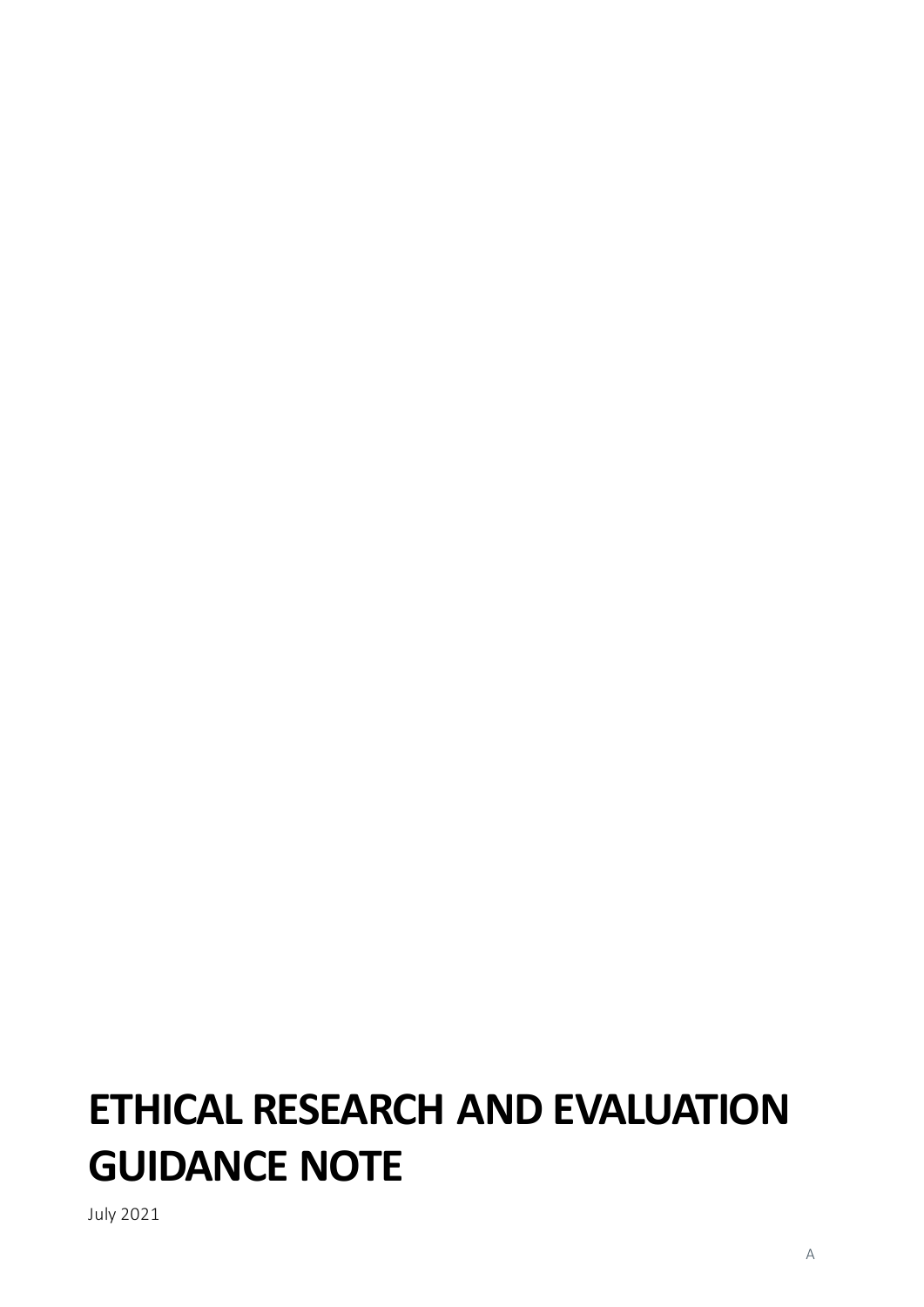# ETHICAL RESEARCH AND EVALUATION GUIDANCE NOTE

July 2021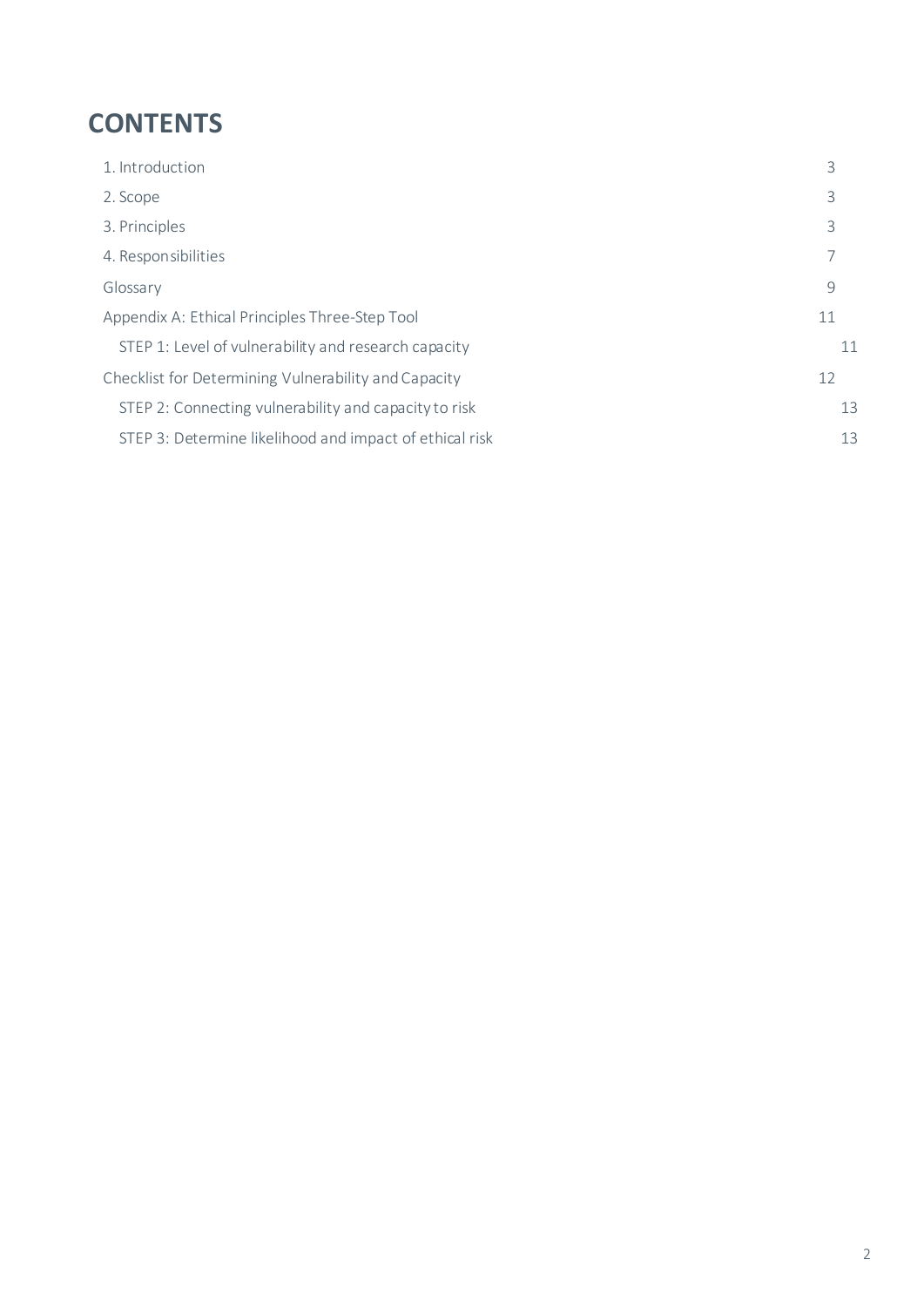# CONTENTS

| | |
|---|---|
| 1. Introduction | 3 |
| 2. Scope | 3 |
| 3. Principles | 3 |
| 4. Responsibilities | 7 |
| Glossary | 9 |
| Appendix A: Ethical Principles Three-Step Tool | 11 |
| STEP 1: Level of vulnerability and research capacity | 11 |
| Checklist for Determining Vulnerability and Capacity | 12 |
| STEP 2: Connecting vulnerability and capacity to risk | 13 |
| STEP 3: Determine likelihood and impact of ethical risk | 13 |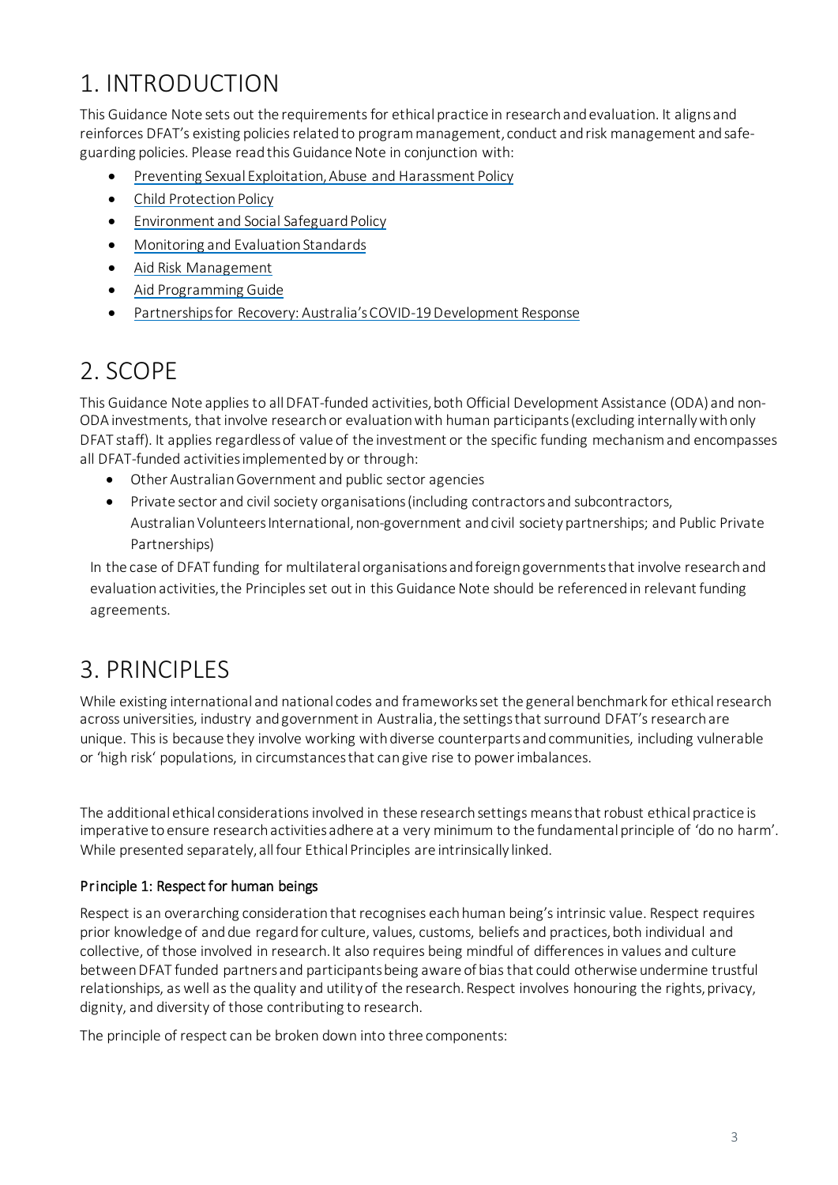# 1. INTRODUCTION

This Guidance Note sets out the requirements for ethical practice in research and evaluation. It aligns and reinforces DFAT's existing policies related to program management, conduct and risk management and safe-guarding policies. Please read this Guidance Note in conjunction with:

- Preventing Sexual Exploitation, Abuse and Harassment Policy
- Child Protection Policy
- Environment and Social Safeguard Policy
- Monitoring and Evaluation Standards
- Aid Risk Management
- Aid Programming Guide
- Partnerships for Recovery: Australia's COVID-19 Development Response

# 2. SCOPE

This Guidance Note applies to all DFAT-funded activities, both Official Development Assistance (ODA) and non-ODA investments, that involve research or evaluation with human participants (excluding internally with only DFAT staff). It applies regardless of value of the investment or the specific funding mechanism and encompasses all DFAT-funded activities implemented by or through:

- Other Australian Government and public sector agencies
- Private sector and civil society organisations (including contractors and subcontractors, Australian Volunteers International, non-government and civil society partnerships; and Public Private Partnerships)

In the case of DFAT funding for multilateral organisations and foreign governments that involve research and evaluation activities, the Principles set out in this Guidance Note should be referenced in relevant funding agreements.

# 3. PRINCIPLES

While existing international and national codes and frameworks set the general benchmark for ethical research across universities, industry and government in Australia, the settings that surround DFAT's research are unique. This is because they involve working with diverse counterparts and communities, including vulnerable or 'high risk' populations, in circumstances that can give rise to power imbalances.

The additional ethical considerations involved in these research settings means that robust ethical practice is imperative to ensure research activities adhere at a very minimum to the fundamental principle of 'do no harm'. While presented separately, all four Ethical Principles are intrinsically linked.

### Principle 1: Respect for human beings

Respect is an overarching consideration that recognises each human being's intrinsic value. Respect requires prior knowledge of and due regard for culture, values, customs, beliefs and practices, both individual and collective, of those involved in research. It also requires being mindful of differences in values and culture between DFAT funded partners and participants being aware of bias that could otherwise undermine trustful relationships, as well as the quality and utility of the research. Respect involves honouring the rights, privacy, dignity, and diversity of those contributing to research.

The principle of respect can be broken down into three components: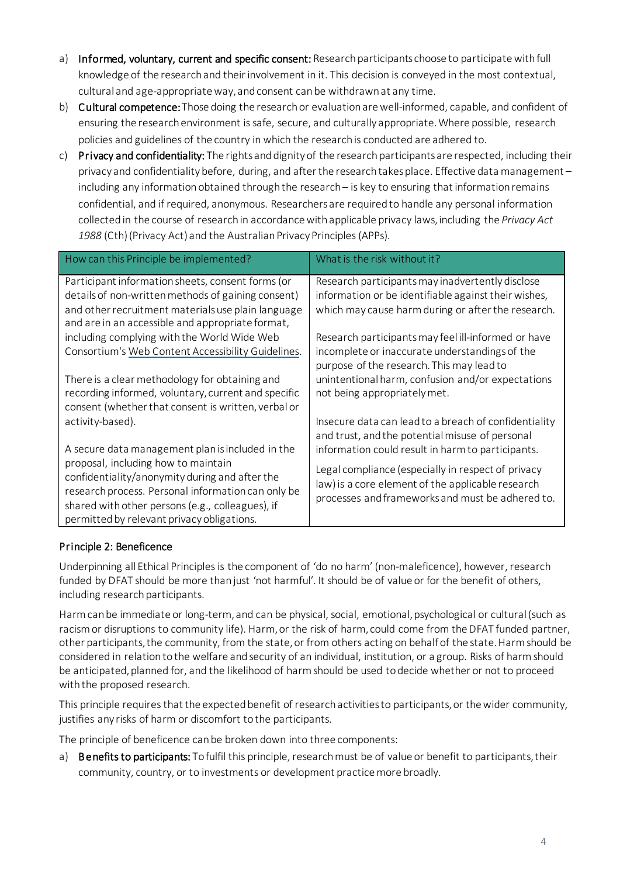a) **Informed, voluntary, current and specific consent:** Research participants choose to participate with full knowledge of the research and their involvement in it. This decision is conveyed in the most contextual, cultural and age-appropriate way, and consent can be withdrawn at any time.
b) **Cultural competence:** Those doing the research or evaluation are well-informed, capable, and confident of ensuring the research environment is safe, secure, and culturally appropriate. Where possible, research policies and guidelines of the country in which the research is conducted are adhered to.
c) **Privacy and confidentiality:** The rights and dignity of the research participants are respected, including their privacy and confidentiality before, during, and after the research takes place. Effective data management – including any information obtained through the research – is key to ensuring that information remains confidential, and if required, anonymous. Researchers are required to handle any personal information collected in the course of research in accordance with applicable privacy laws, including the *Privacy Act 1988* (Cth) (Privacy Act) and the Australian Privacy Principles (APPs).

| How can this Principle be implemented? | What is the risk without it? |
| --- | --- |
| Participant information sheets, consent forms (or details of non-written methods of gaining consent) and other recruitment materials use plain language and are in an accessible and appropriate format, including complying with the World Wide Web Consortium's Web Content Accessibility Guidelines.<br><br>There is a clear methodology for obtaining and recording informed, voluntary, current and specific consent (whether that consent is written, verbal or activity-based).<br><br>A secure data management plan is included in the proposal, including how to maintain confidentiality/anonymity during and after the research process. Personal information can only be shared with other persons (e.g., colleagues), if permitted by relevant privacy obligations. | Research participants may inadvertently disclose information or be identifiable against their wishes, which may cause harm during or after the research.<br><br>Research participants may feel ill-informed or have incomplete or inaccurate understandings of the purpose of the research. This may lead to unintentional harm, confusion and/or expectations not being appropriately met.<br><br>Insecure data can lead to a breach of confidentiality and trust, and the potential misuse of personal information could result in harm to participants.<br><br>Legal compliance (especially in respect of privacy law) is a core element of the applicable research processes and frameworks and must be adhered to. |

### Principle 2: Beneficence

Underpinning all Ethical Principles is the component of 'do no harm' (non-maleficence), however, research funded by DFAT should be more than just 'not harmful'. It should be of value or for the benefit of others, including research participants.

Harm can be immediate or long-term, and can be physical, social, emotional, psychological or cultural (such as racism or disruptions to community life). Harm, or the risk of harm, could come from the DFAT funded partner, other participants, the community, from the state, or from others acting on behalf of the state. Harm should be considered in relation to the welfare and security of an individual, institution, or a group. Risks of harm should be anticipated, planned for, and the likelihood of harm should be used to decide whether or not to proceed with the proposed research.

This principle requires that the expected benefit of research activities to participants, or the wider community, justifies any risks of harm or discomfort to the participants.

The principle of beneficence can be broken down into three components:

a) **Benefits to participants:** To fulfil this principle, research must be of value or benefit to participants, their community, country, or to investments or development practice more broadly.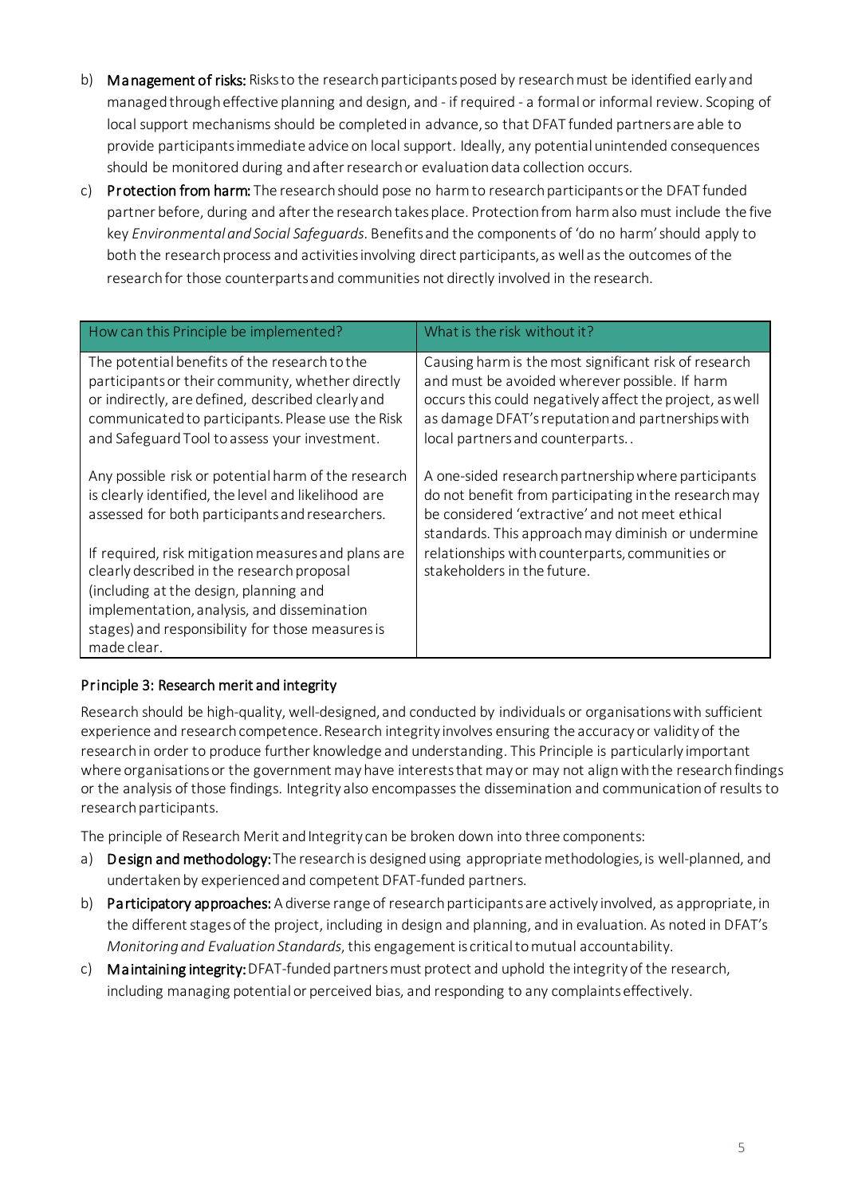b) **Management of risks:** Risks to the research participants posed by research must be identified early and managed through effective planning and design, and - if required - a formal or informal review. Scoping of local support mechanisms should be completed in advance, so that DFAT funded partners are able to provide participants immediate advice on local support. Ideally, any potential unintended consequences should be monitored during and after research or evaluation data collection occurs.

c) **Protection from harm:** The research should pose no harm to research participants or the DFAT funded partner before, during and after the research takes place. Protection from harm also must include the five key *Environmental and Social Safeguards*. Benefits and the components of 'do no harm' should apply to both the research process and activities involving direct participants, as well as the outcomes of the research for those counterparts and communities not directly involved in the research.

| How can this Principle be implemented? | What is the risk without it? |
|---|---|
| The potential benefits of the research to the participants or their community, whether directly or indirectly, are defined, described clearly and communicated to participants. Please use the Risk and Safeguard Tool to assess your investment. | Causing harm is the most significant risk of research and must be avoided wherever possible. If harm occurs this could negatively affect the project, as well as damage DFAT's reputation and partnerships with local partners and counterparts.. |
| Any possible risk or potential harm of the research is clearly identified, the level and likelihood are assessed for both participants and researchers.<br><br>If required, risk mitigation measures and plans are clearly described in the research proposal (including at the design, planning and implementation, analysis, and dissemination stages) and responsibility for those measures is made clear. | A one-sided research partnership where participants do not benefit from participating in the research may be considered 'extractive' and not meet ethical standards. This approach may diminish or undermine relationships with counterparts, communities or stakeholders in the future. |

### Principle 3: Research merit and integrity

Research should be high-quality, well-designed, and conducted by individuals or organisations with sufficient experience and research competence. Research integrity involves ensuring the accuracy or validity of the research in order to produce further knowledge and understanding. This Principle is particularly important where organisations or the government may have interests that may or may not align with the research findings or the analysis of those findings. Integrity also encompasses the dissemination and communication of results to research participants.

The principle of Research Merit and Integrity can be broken down into three components:

a) **Design and methodology:** The research is designed using appropriate methodologies, is well-planned, and undertaken by experienced and competent DFAT-funded partners.

b) **Participatory approaches:** A diverse range of research participants are actively involved, as appropriate, in the different stages of the project, including in design and planning, and in evaluation. As noted in DFAT's *Monitoring and Evaluation Standards*, this engagement is critical to mutual accountability.

c) **Maintaining integrity:** DFAT-funded partners must protect and uphold the integrity of the research, including managing potential or perceived bias, and responding to any complaints effectively.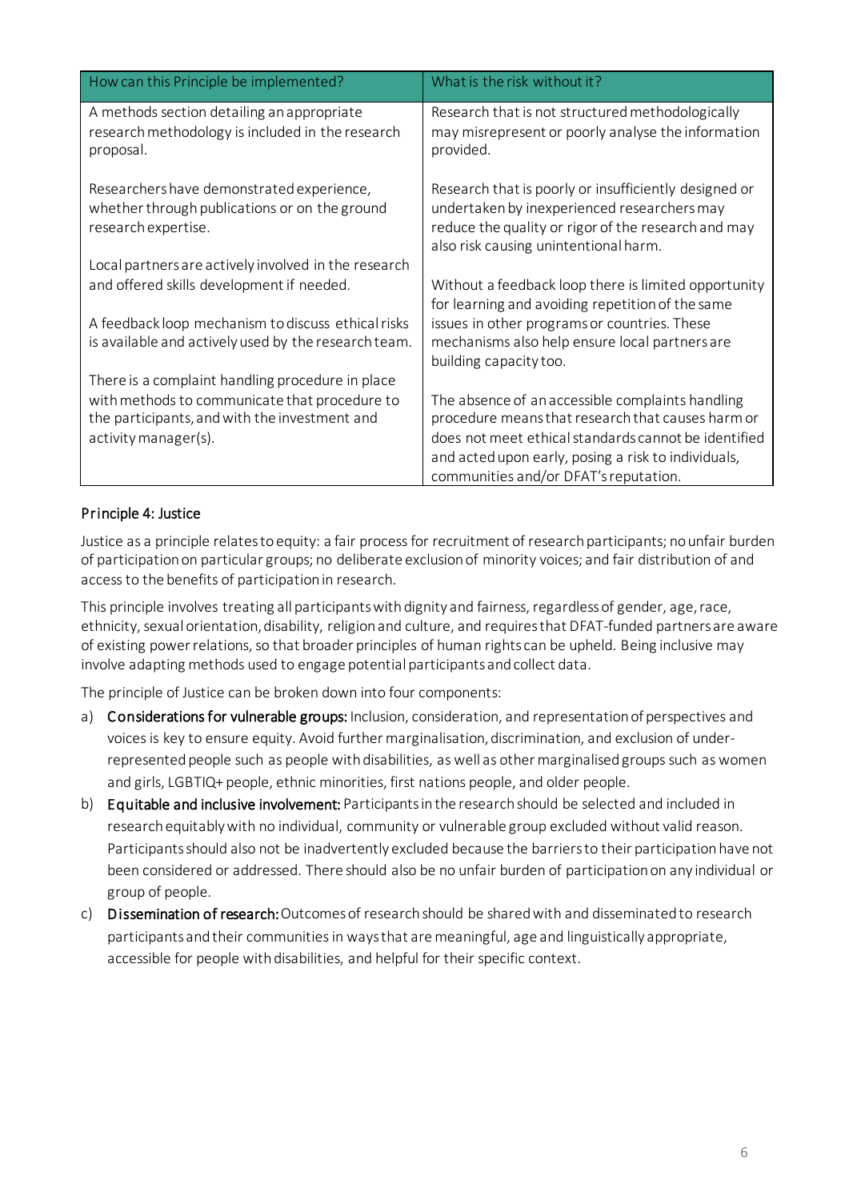| How can this Principle be implemented? | What is the risk without it? |
|---|---|
| A methods section detailing an appropriate research methodology is included in the research proposal. | Research that is not structured methodologically may misrepresent or poorly analyse the information provided. |
| Researchers have demonstrated experience, whether through publications or on the ground research expertise. | Research that is poorly or insufficiently designed or undertaken by inexperienced researchers may reduce the quality or rigor of the research and may also risk causing unintentional harm. |
| Local partners are actively involved in the research and offered skills development if needed.<br><br>A feedback loop mechanism to discuss ethical risks is available and actively used by the research team. | Without a feedback loop there is limited opportunity for learning and avoiding repetition of the same issues in other programs or countries. These mechanisms also help ensure local partners are building capacity too. |
| There is a complaint handling procedure in place with methods to communicate that procedure to the participants, and with the investment and activity manager(s). | The absence of an accessible complaints handling procedure means that research that causes harm or does not meet ethical standards cannot be identified and acted upon early, posing a risk to individuals, communities and/or DFAT's reputation. |

## Principle 4: Justice

Justice as a principle relates to equity: a fair process for recruitment of research participants; no unfair burden of participation on particular groups; no deliberate exclusion of minority voices; and fair distribution of and access to the benefits of participation in research.

This principle involves treating all participants with dignity and fairness, regardless of gender, age, race, ethnicity, sexual orientation, disability, religion and culture, and requires that DFAT-funded partners are aware of existing power relations, so that broader principles of human rights can be upheld. Being inclusive may involve adapting methods used to engage potential participants and collect data.

The principle of Justice can be broken down into four components:

a) **Considerations for vulnerable groups:** Inclusion, consideration, and representation of perspectives and voices is key to ensure equity. Avoid further marginalisation, discrimination, and exclusion of under-represented people such as people with disabilities, as well as other marginalised groups such as women and girls, LGBTIQ+ people, ethnic minorities, first nations people, and older people.

b) **Equitable and inclusive involvement:** Participants in the research should be selected and included in research equitably with no individual, community or vulnerable group excluded without valid reason. Participants should also not be inadvertently excluded because the barriers to their participation have not been considered or addressed. There should also be no unfair burden of participation on any individual or group of people.

c) **Dissemination of research:** Outcomes of research should be shared with and disseminated to research participants and their communities in ways that are meaningful, age and linguistically appropriate, accessible for people with disabilities, and helpful for their specific context.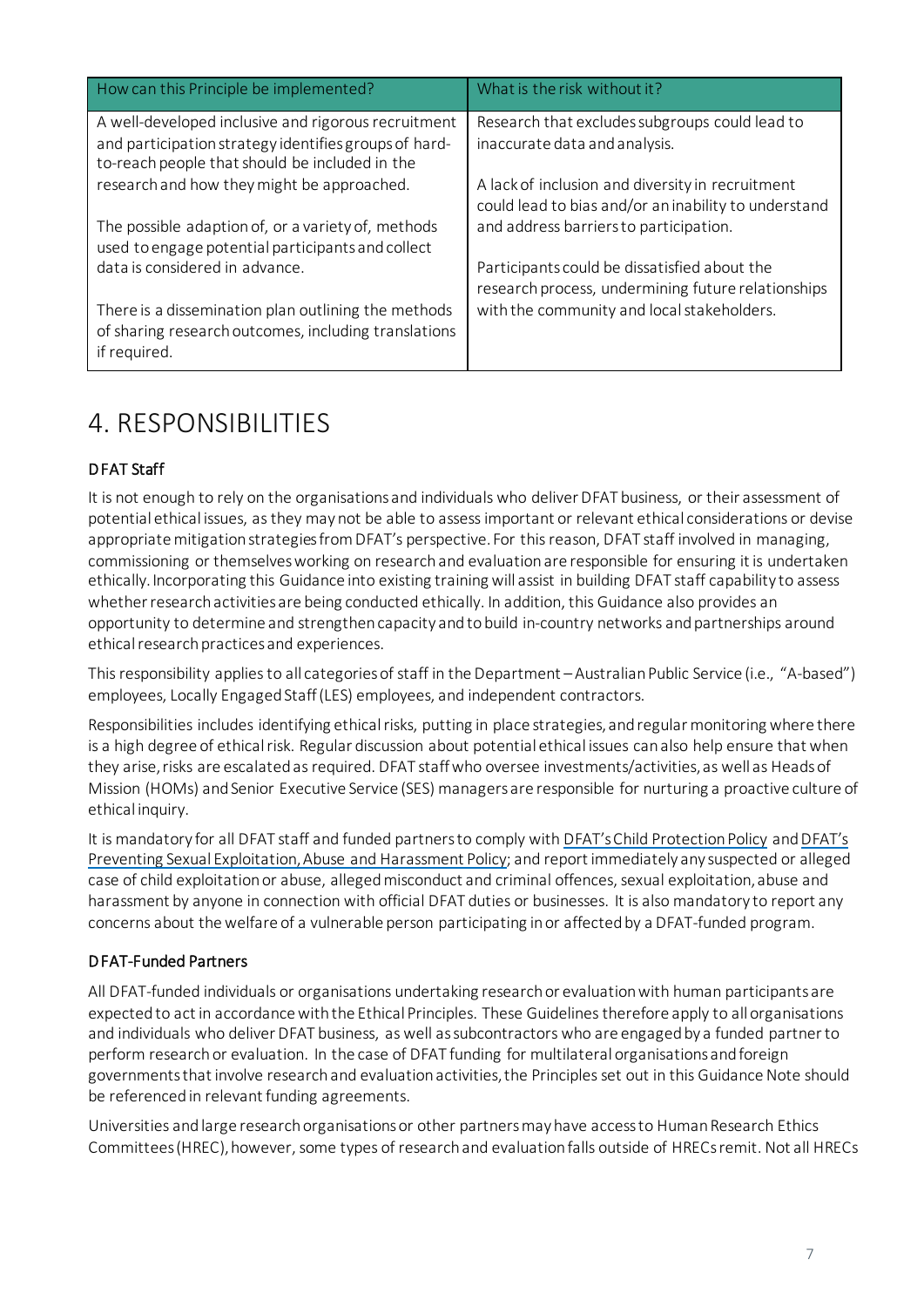| How can this Principle be implemented? | What is the risk without it? |
|---|---|
| A well-developed inclusive and rigorous recruitment and participation strategy identifies groups of hard-to-reach people that should be included in the research and how they might be approached.<br><br>The possible adaption of, or a variety of, methods used to engage potential participants and collect data is considered in advance.<br><br>There is a dissemination plan outlining the methods of sharing research outcomes, including translations if required. | Research that excludes subgroups could lead to inaccurate data and analysis.<br><br>A lack of inclusion and diversity in recruitment could lead to bias and/or an inability to understand and address barriers to participation.<br><br>Participants could be dissatisfied about the research process, undermining future relationships with the community and local stakeholders. |

# 4. RESPONSIBILITIES

### DFAT Staff

It is not enough to rely on the organisations and individuals who deliver DFAT business, or their assessment of potential ethical issues, as they may not be able to assess important or relevant ethical considerations or devise appropriate mitigation strategies from DFAT's perspective. For this reason, DFAT staff involved in managing, commissioning or themselves working on research and evaluation are responsible for ensuring it is undertaken ethically. Incorporating this Guidance into existing training will assist in building DFAT staff capability to assess whether research activities are being conducted ethically. In addition, this Guidance also provides an opportunity to determine and strengthen capacity and to build in-country networks and partnerships around ethical research practices and experiences.

This responsibility applies to all categories of staff in the Department – Australian Public Service (i.e., "A-based") employees, Locally Engaged Staff (LES) employees, and independent contractors.

Responsibilities includes identifying ethical risks, putting in place strategies, and regular monitoring where there is a high degree of ethical risk. Regular discussion about potential ethical issues can also help ensure that when they arise, risks are escalated as required. DFAT staff who oversee investments/activities, as well as Heads of Mission (HOMs) and Senior Executive Service (SES) managers are responsible for nurturing a proactive culture of ethical inquiry.

It is mandatory for all DFAT staff and funded partners to comply with DFAT's Child Protection Policy and DFAT's Preventing Sexual Exploitation, Abuse and Harassment Policy; and report immediately any suspected or alleged case of child exploitation or abuse, alleged misconduct and criminal offences, sexual exploitation, abuse and harassment by anyone in connection with official DFAT duties or businesses. It is also mandatory to report any concerns about the welfare of a vulnerable person participating in or affected by a DFAT-funded program.

### DFAT-Funded Partners

All DFAT-funded individuals or organisations undertaking research or evaluation with human participants are expected to act in accordance with the Ethical Principles. These Guidelines therefore apply to all organisations and individuals who deliver DFAT business, as well as subcontractors who are engaged by a funded partner to perform research or evaluation. In the case of DFAT funding for multilateral organisations and foreign governments that involve research and evaluation activities, the Principles set out in this Guidance Note should be referenced in relevant funding agreements.

Universities and large research organisations or other partners may have access to Human Research Ethics Committees (HREC), however, some types of research and evaluation falls outside of HRECs remit. Not all HRECs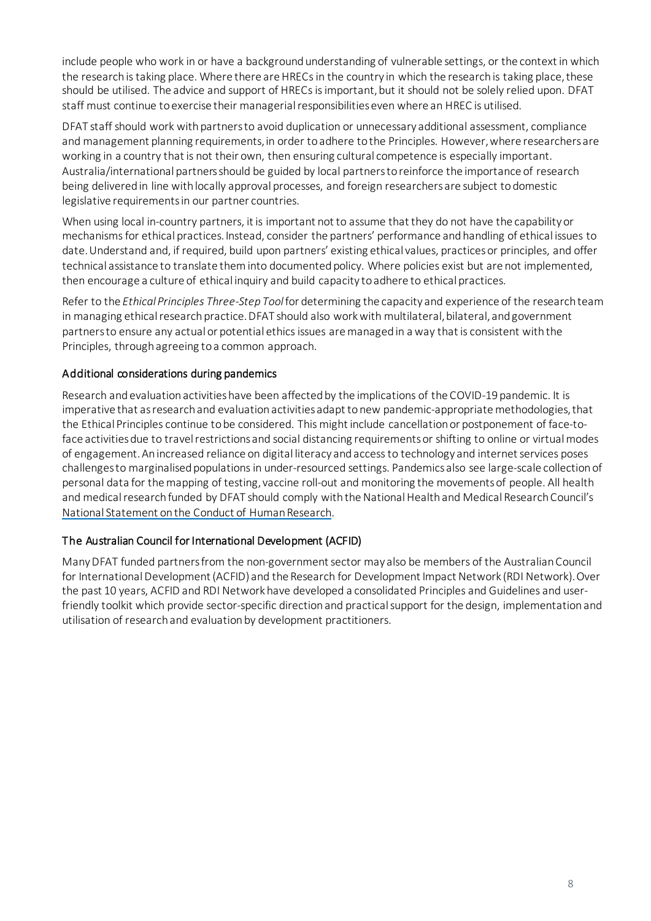include people who work in or have a background understanding of vulnerable settings, or the context in which the research is taking place. Where there are HRECs in the country in which the research is taking place, these should be utilised. The advice and support of HRECs is important, but it should not be solely relied upon. DFAT staff must continue to exercise their managerial responsibilities even where an HREC is utilised.

DFAT staff should work with partners to avoid duplication or unnecessary additional assessment, compliance and management planning requirements, in order to adhere to the Principles. However, where researchers are working in a country that is not their own, then ensuring cultural competence is especially important. Australia/international partners should be guided by local partners to reinforce the importance of research being delivered in line with locally approval processes, and foreign researchers are subject to domestic legislative requirements in our partner countries.

When using local in-country partners, it is important not to assume that they do not have the capability or mechanisms for ethical practices. Instead, consider the partners' performance and handling of ethical issues to date. Understand and, if required, build upon partners' existing ethical values, practices or principles, and offer technical assistance to translate them into documented policy. Where policies exist but are not implemented, then encourage a culture of ethical inquiry and build capacity to adhere to ethical practices.

Refer to the *Ethical Principles Three-Step Tool* for determining the capacity and experience of the research team in managing ethical research practice. DFAT should also work with multilateral, bilateral, and government partners to ensure any actual or potential ethics issues are managed in a way that is consistent with the Principles, through agreeing to a common approach.

### Additional considerations during pandemics

Research and evaluation activities have been affected by the implications of the COVID-19 pandemic. It is imperative that as research and evaluation activities adapt to new pandemic-appropriate methodologies, that the Ethical Principles continue to be considered. This might include cancellation or postponement of face-to-face activities due to travel restrictions and social distancing requirements or shifting to online or virtual modes of engagement. An increased reliance on digital literacy and access to technology and internet services poses challenges to marginalised populations in under-resourced settings. Pandemics also see large-scale collection of personal data for the mapping of testing, vaccine roll-out and monitoring the movements of people. All health and medical research funded by DFAT should comply with the National Health and Medical Research Council's National Statement on the Conduct of Human Research.

### The Australian Council for International Development (ACFID)

Many DFAT funded partners from the non-government sector may also be members of the Australian Council for International Development (ACFID) and the Research for Development Impact Network (RDI Network). Over the past 10 years, ACFID and RDI Network have developed a consolidated Principles and Guidelines and user-friendly toolkit which provide sector-specific direction and practical support for the design, implementation and utilisation of research and evaluation by development practitioners.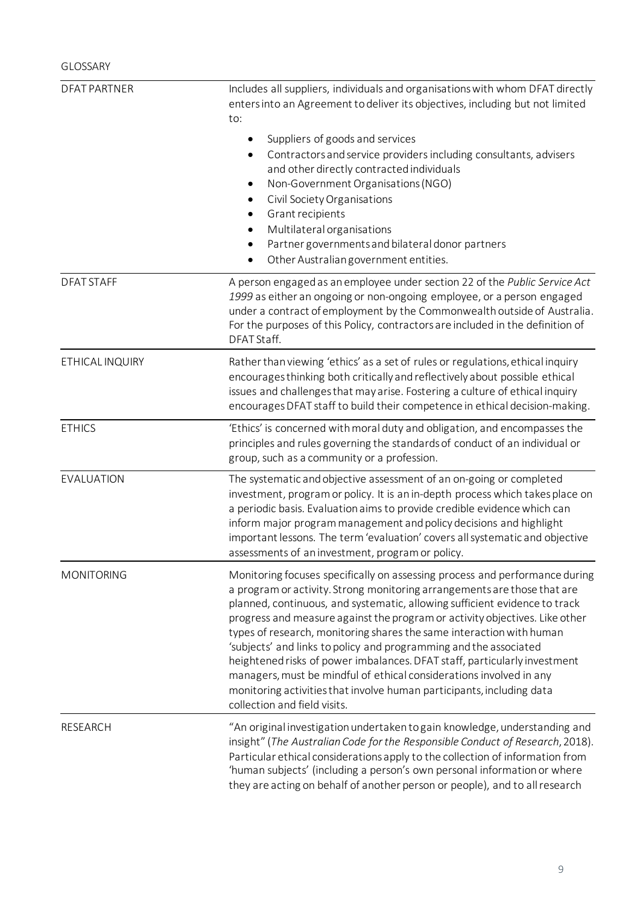GLOSSARY

| | |
|---|---|
| DFAT PARTNER | Includes all suppliers, individuals and organisations with whom DFAT directly enters into an Agreement to deliver its objectives, including but not limited to:<br>• Suppliers of goods and services<br>• Contractors and service providers including consultants, advisers and other directly contracted individuals<br>• Non-Government Organisations (NGO)<br>• Civil Society Organisations<br>• Grant recipients<br>• Multilateral organisations<br>• Partner governments and bilateral donor partners<br>• Other Australian government entities. |
| DFAT STAFF | A person engaged as an employee under section 22 of the *Public Service Act 1999* as either an ongoing or non-ongoing employee, or a person engaged under a contract of employment by the Commonwealth outside of Australia. For the purposes of this Policy, contractors are included in the definition of DFAT Staff. |
| ETHICAL INQUIRY | Rather than viewing 'ethics' as a set of rules or regulations, ethical inquiry encourages thinking both critically and reflectively about possible ethical issues and challenges that may arise. Fostering a culture of ethical inquiry encourages DFAT staff to build their competence in ethical decision-making. |
| ETHICS | 'Ethics' is concerned with moral duty and obligation, and encompasses the principles and rules governing the standards of conduct of an individual or group, such as a community or a profession. |
| EVALUATION | The systematic and objective assessment of an on-going or completed investment, program or policy. It is an in-depth process which takes place on a periodic basis. Evaluation aims to provide credible evidence which can inform major program management and policy decisions and highlight important lessons. The term 'evaluation' covers all systematic and objective assessments of an investment, program or policy. |
| MONITORING | Monitoring focuses specifically on assessing process and performance during a program or activity. Strong monitoring arrangements are those that are planned, continuous, and systematic, allowing sufficient evidence to track progress and measure against the program or activity objectives. Like other types of research, monitoring shares the same interaction with human 'subjects' and links to policy and programming and the associated heightened risks of power imbalances. DFAT staff, particularly investment managers, must be mindful of ethical considerations involved in any monitoring activities that involve human participants, including data collection and field visits. |
| RESEARCH | "An original investigation undertaken to gain knowledge, understanding and insight" (*The Australian Code for the Responsible Conduct of Research*, 2018). Particular ethical considerations apply to the collection of information from 'human subjects' (including a person's own personal information or where they are acting on behalf of another person or people), and to all research |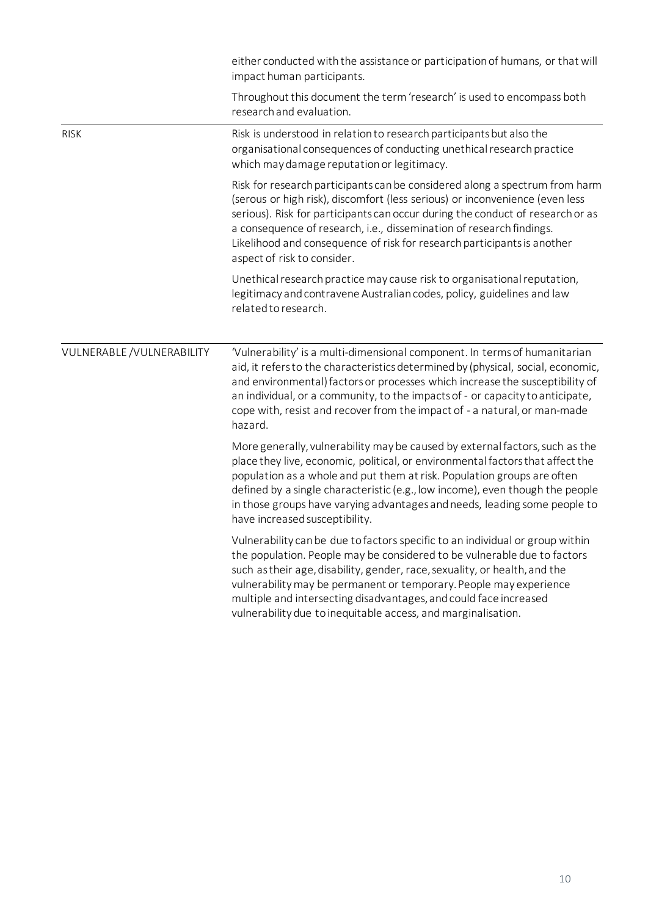| | |
|---|---|
| | either conducted with the assistance or participation of humans, or that will impact human participants.<br><br>Throughout this document the term 'research' is used to encompass both research and evaluation. |
| RISK | Risk is understood in relation to research participants but also the organisational consequences of conducting unethical research practice which may damage reputation or legitimacy.<br><br>Risk for research participants can be considered along a spectrum from harm (serous or high risk), discomfort (less serious) or inconvenience (even less serious). Risk for participants can occur during the conduct of research or as a consequence of research, i.e., dissemination of research findings. Likelihood and consequence of risk for research participants is another aspect of risk to consider.<br><br>Unethical research practice may cause risk to organisational reputation, legitimacy and contravene Australian codes, policy, guidelines and law related to research. |
| VULNERABLE /VULNERABILITY | 'Vulnerability' is a multi-dimensional component. In terms of humanitarian aid, it refers to the characteristics determined by (physical, social, economic, and environmental) factors or processes which increase the susceptibility of an individual, or a community, to the impacts of - or capacity to anticipate, cope with, resist and recover from the impact of - a natural, or man-made hazard.<br><br>More generally, vulnerability may be caused by external factors, such as the place they live, economic, political, or environmental factors that affect the population as a whole and put them at risk. Population groups are often defined by a single characteristic (e.g., low income), even though the people in those groups have varying advantages and needs, leading some people to have increased susceptibility.<br><br>Vulnerability can be due to factors specific to an individual or group within the population. People may be considered to be vulnerable due to factors such as their age, disability, gender, race, sexuality, or health, and the vulnerability may be permanent or temporary. People may experience multiple and intersecting disadvantages, and could face increased vulnerability due to inequitable access, and marginalisation. |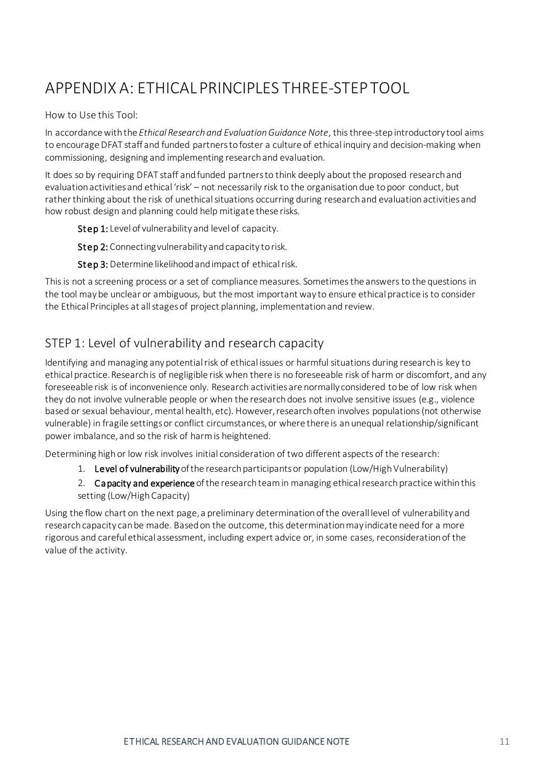# APPENDIX A: ETHICAL PRINCIPLES THREE-STEP TOOL

How to Use this Tool:

In accordance with the *Ethical Research and Evaluation Guidance Note*, this three-step introductory tool aims to encourage DFAT staff and funded partners to foster a culture of ethical inquiry and decision-making when commissioning, designing and implementing research and evaluation.

It does so by requiring DFAT staff and funded partners to think deeply about the proposed research and evaluation activities and ethical 'risk' – not necessarily risk to the organisation due to poor conduct, but rather thinking about the risk of unethical situations occurring during research and evaluation activities and how robust design and planning could help mitigate these risks.

**Step 1:** Level of vulnerability and level of capacity.

**Step 2:** Connecting vulnerability and capacity to risk.

**Step 3:** Determine likelihood and impact of ethical risk.

This is not a screening process or a set of compliance measures. Sometimes the answers to the questions in the tool may be unclear or ambiguous, but the most important way to ensure ethical practice is to consider the Ethical Principles at all stages of project planning, implementation and review.

## STEP 1: Level of vulnerability and research capacity

Identifying and managing any potential risk of ethical issues or harmful situations during research is key to ethical practice. Research is of negligible risk when there is no foreseeable risk of harm or discomfort, and any foreseeable risk is of inconvenience only. Research activities are normally considered to be of low risk when they do not involve vulnerable people or when the research does not involve sensitive issues (e.g., violence based or sexual behaviour, mental health, etc). However, research often involves populations (not otherwise vulnerable) in fragile settings or conflict circumstances, or where there is an unequal relationship/significant power imbalance, and so the risk of harm is heightened.

Determining high or low risk involves initial consideration of two different aspects of the research:

1. **Level of vulnerability** of the research participants or population (Low/High Vulnerability)
2. **Capacity and experience** of the research team in managing ethical research practice within this setting (Low/High Capacity)

Using the flow chart on the next page, a preliminary determination of the overall level of vulnerability and research capacity can be made. Based on the outcome, this determination may indicate need for a more rigorous and careful ethical assessment, including expert advice or, in some cases, reconsideration of the value of the activity.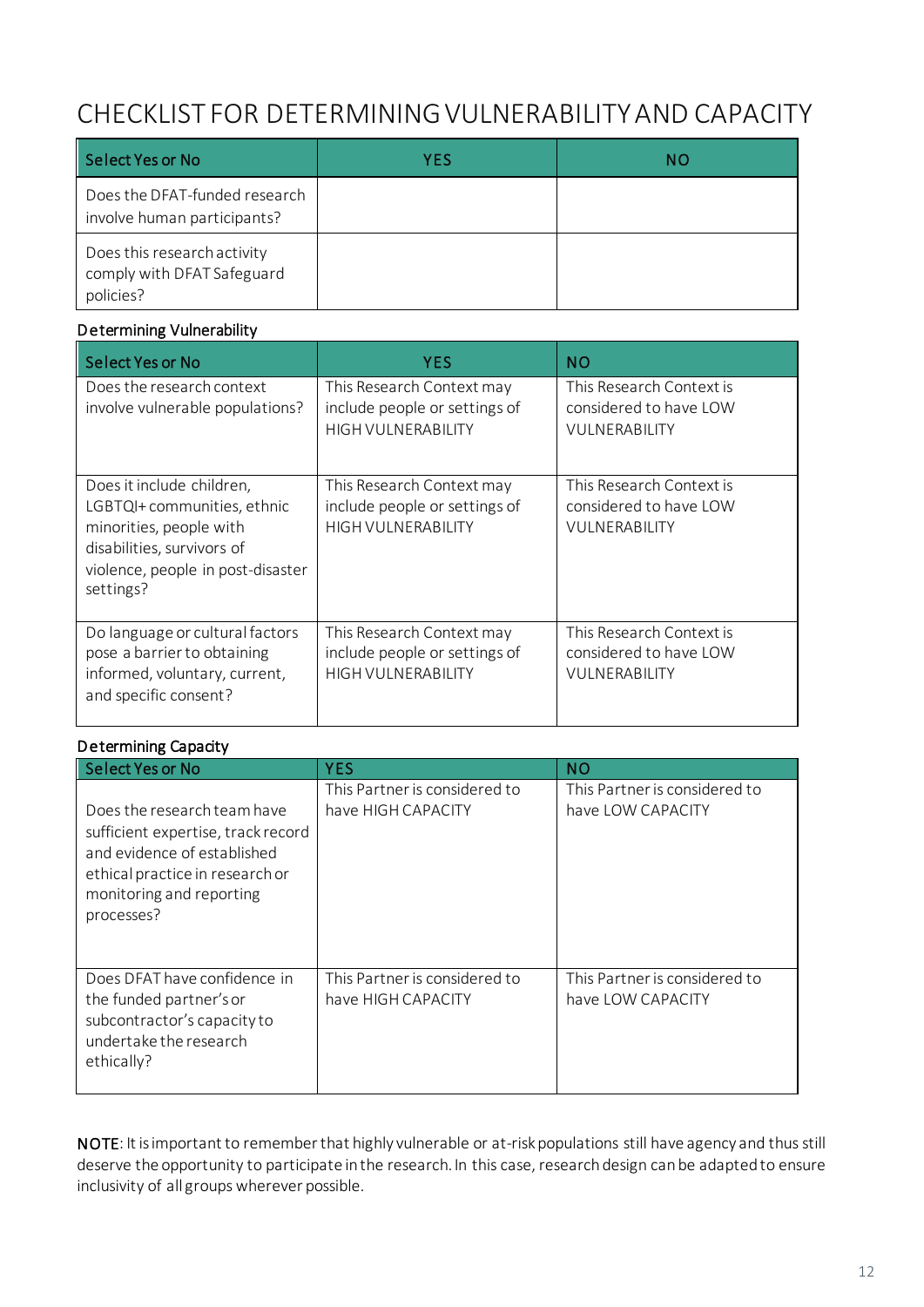# CHECKLIST FOR DETERMINING VULNERABILITY AND CAPACITY

| Select Yes or No | YES | NO |
|---|---|---|
| Does the DFAT-funded research involve human participants? | | |
| Does this research activity comply with DFAT Safeguard policies? | | |

## Determining Vulnerability

| Select Yes or No | YES | NO |
|---|---|---|
| Does the research context involve vulnerable populations? | This Research Context may include people or settings of HIGH VULNERABILITY | This Research Context is considered to have LOW VULNERABILITY |
| Does it include children, LGBTQI+ communities, ethnic minorities, people with disabilities, survivors of violence, people in post-disaster settings? | This Research Context may include people or settings of HIGH VULNERABILITY | This Research Context is considered to have LOW VULNERABILITY |
| Do language or cultural factors pose a barrier to obtaining informed, voluntary, current, and specific consent? | This Research Context may include people or settings of HIGH VULNERABILITY | This Research Context is considered to have LOW VULNERABILITY |

## Determining Capacity

| Select Yes or No | YES | NO |
|---|---|---|
| Does the research team have sufficient expertise, track record and evidence of established ethical practice in research or monitoring and reporting processes? | This Partner is considered to have HIGH CAPACITY | This Partner is considered to have LOW CAPACITY |
| Does DFAT have confidence in the funded partner's or subcontractor's capacity to undertake the research ethically? | This Partner is considered to have HIGH CAPACITY | This Partner is considered to have LOW CAPACITY |

**NOTE**: It is important to remember that highly vulnerable or at-risk populations still have agency and thus still deserve the opportunity to participate in the research. In this case, research design can be adapted to ensure inclusivity of all groups wherever possible.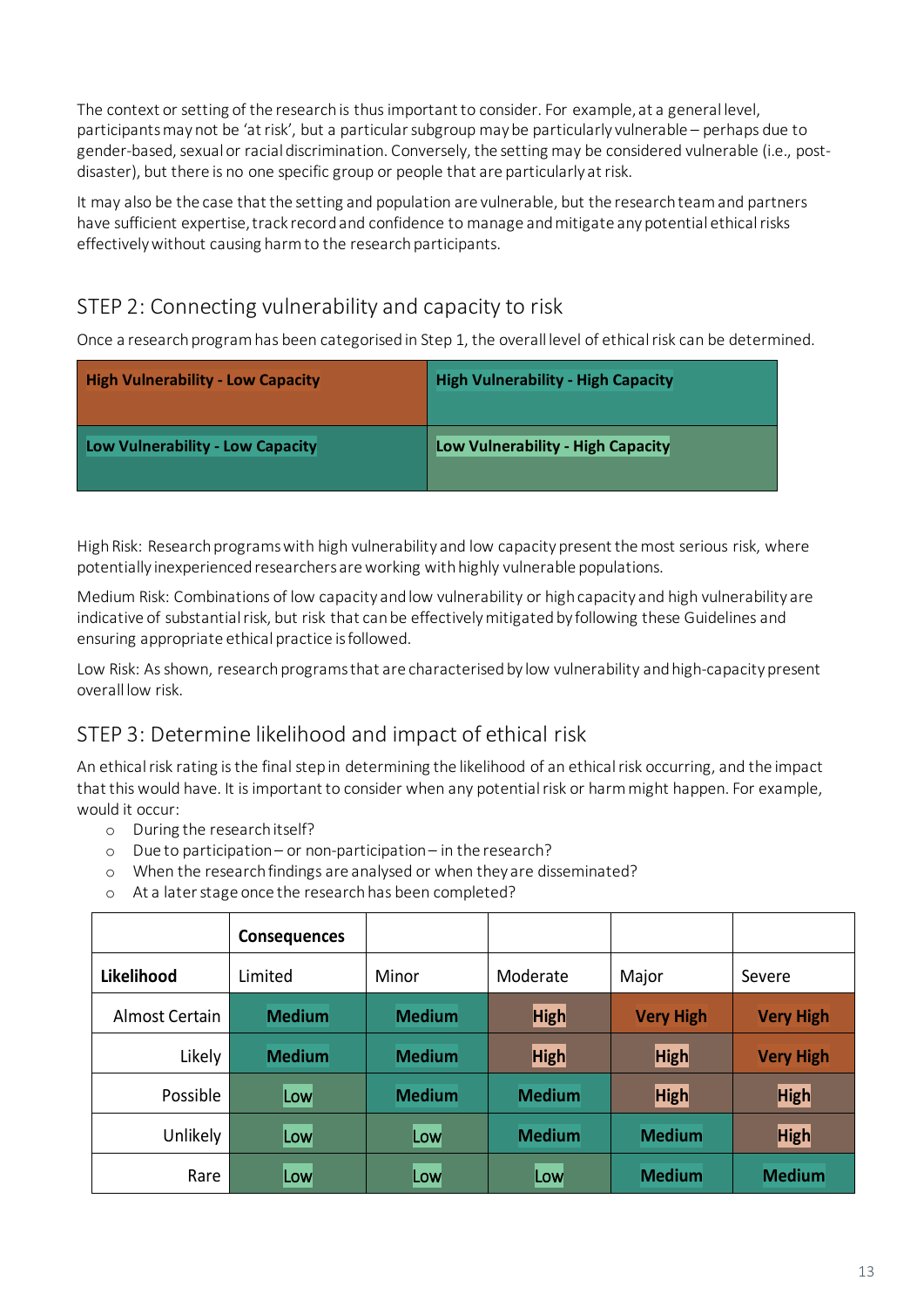The context or setting of the research is thus important to consider. For example, at a general level, participants may not be 'at risk', but a particular subgroup may be particularly vulnerable – perhaps due to gender-based, sexual or racial discrimination. Conversely, the setting may be considered vulnerable (i.e., post-disaster), but there is no one specific group or people that are particularly at risk.

It may also be the case that the setting and population are vulnerable, but the research team and partners have sufficient expertise, track record and confidence to manage and mitigate any potential ethical risks effectively without causing harm to the research participants.

## STEP 2: Connecting vulnerability and capacity to risk

Once a research program has been categorised in Step 1, the overall level of ethical risk can be determined.

| | |
|---|---|
| **High Vulnerability - Low Capacity** | **High Vulnerability - High Capacity** |
| **Low Vulnerability - Low Capacity** | **Low Vulnerability - High Capacity** |

High Risk: Research programs with high vulnerability and low capacity present the most serious risk, where potentially inexperienced researchers are working with highly vulnerable populations.

Medium Risk: Combinations of low capacity and low vulnerability or high capacity and high vulnerability are indicative of substantial risk, but risk that can be effectively mitigated by following these Guidelines and ensuring appropriate ethical practice is followed.

Low Risk: As shown, research programs that are characterised by low vulnerability and high-capacity present overall low risk.

## STEP 3: Determine likelihood and impact of ethical risk

An ethical risk rating is the final step in determining the likelihood of an ethical risk occurring, and the impact that this would have. It is important to consider when any potential risk or harm might happen. For example, would it occur:

- During the research itself?
- Due to participation – or non-participation – in the research?
- When the research findings are analysed or when they are disseminated?
- At a later stage once the research has been completed?

| | **Consequences** | | | | |
|---|---|---|---|---|---|
| **Likelihood** | Limited | Minor | Moderate | Major | Severe |
| Almost Certain | **Medium** | **Medium** | **High** | **Very High** | **Very High** |
| Likely | **Medium** | **Medium** | **High** | **High** | **Very High** |
| Possible | Low | **Medium** | **Medium** | **High** | **High** |
| Unlikely | Low | Low | **Medium** | **Medium** | **High** |
| Rare | Low | Low | Low | **Medium** | **Medium** |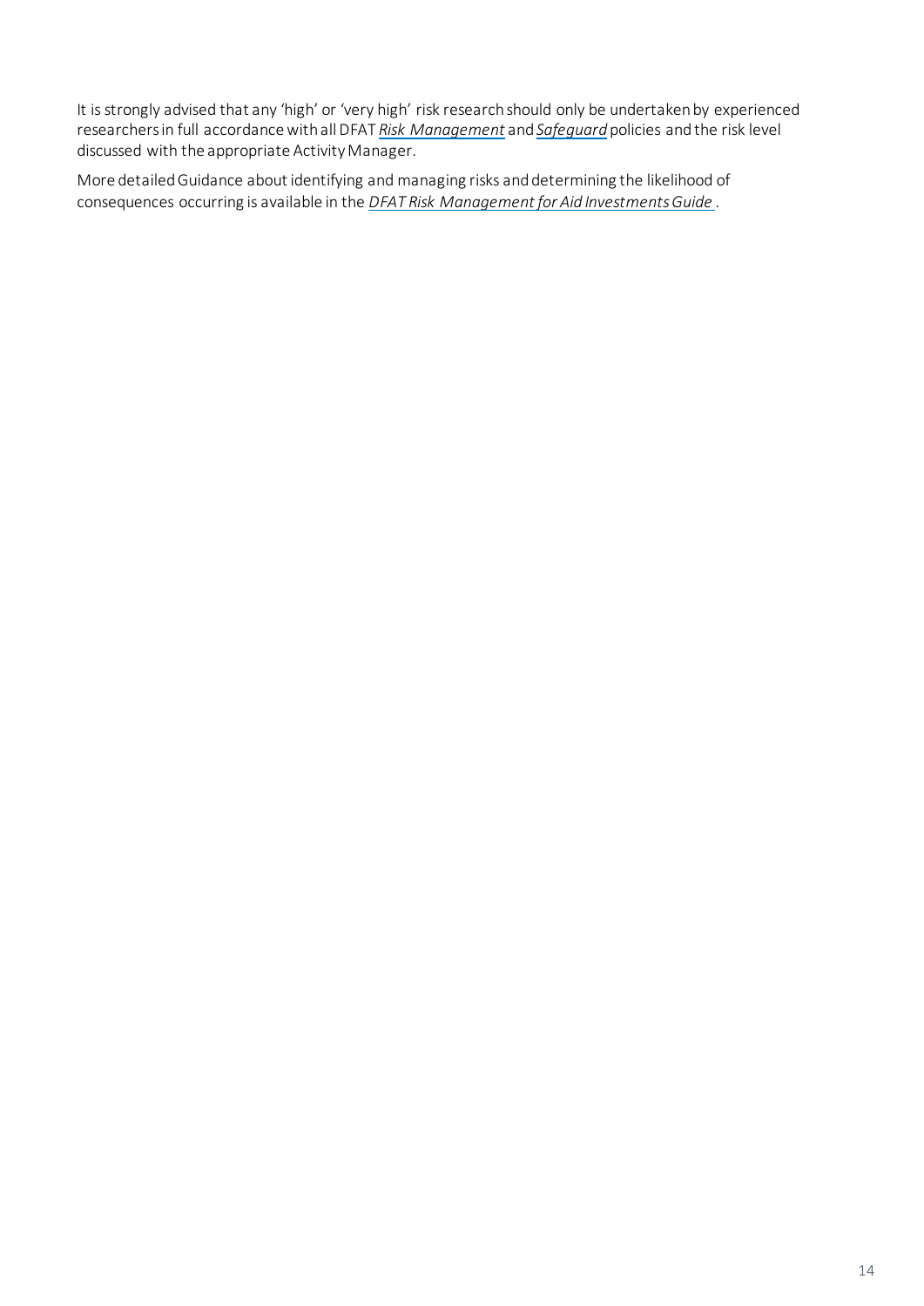It is strongly advised that any 'high' or 'very high' risk research should only be undertaken by experienced researchers in full accordance with all DFAT *Risk Management* and *Safeguard* policies and the risk level discussed with the appropriate Activity Manager.

More detailed Guidance about identifying and managing risks and determining the likelihood of consequences occurring is available in the *DFAT Risk Management for Aid Investments Guide* .